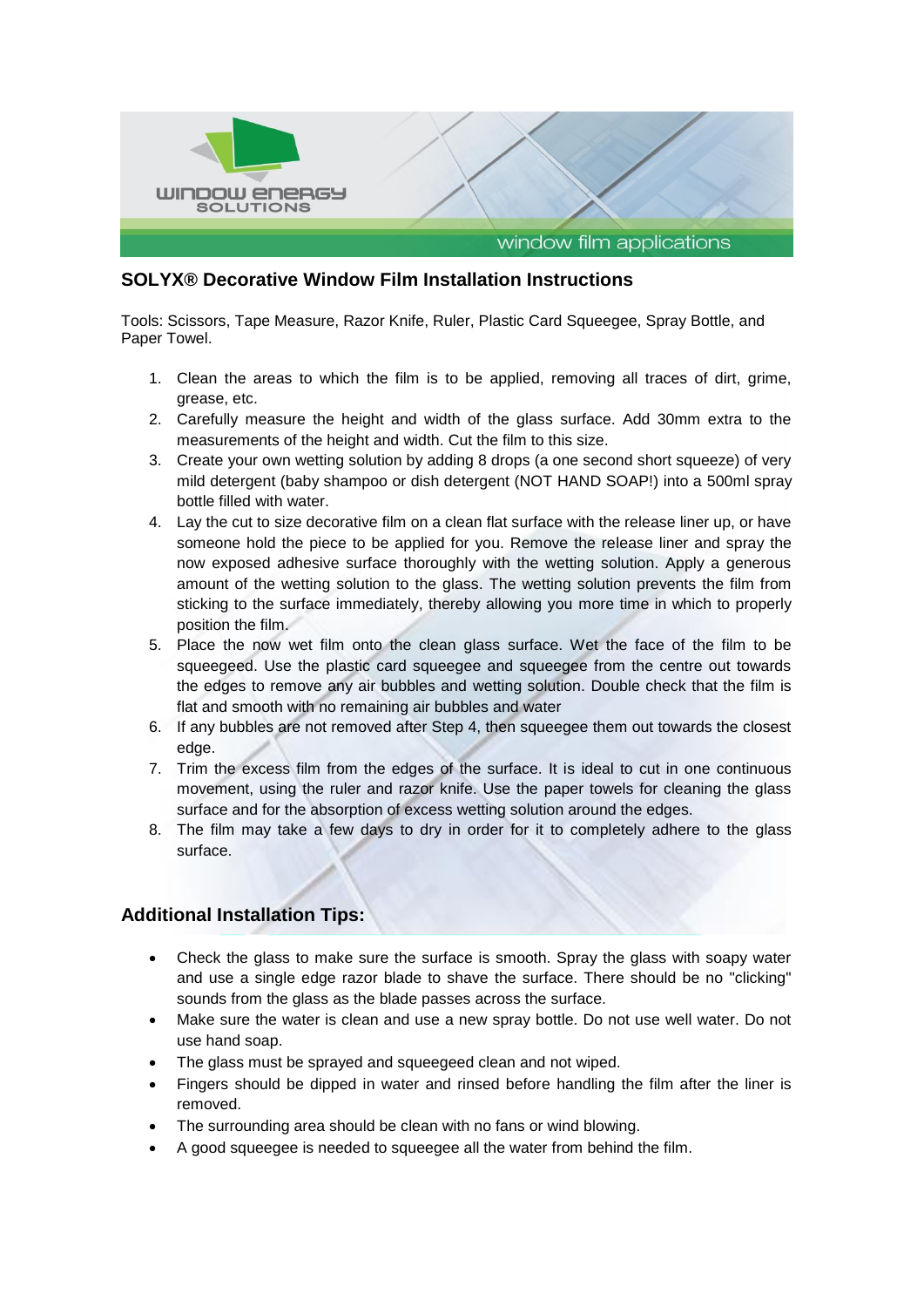## SOLYX® Decorative Window Film Installation Instructions

Tools: Scissors, Tape Measure, Razor Knife, Ruler, Plastic Card Squeegee, Spray Bottle, and Paper Towel.

1. Clean the areas to which the film is to be applied, removing all traces of dirt, grime, grease, etc.
2. Carefully measure the height and width of the glass surface. Add 30mm extra to the measurements of the height and width. Cut the film to this size.
3. Create your own wetting solution by adding 8 drops (a one second short squeeze) of very mild detergent (baby shampoo or dish detergent (NOT HAND SOAP!) into a 500ml spray bottle filled with water.
4. Lay the cut to size decorative film on a clean flat surface with the release liner up, or have someone hold the piece to be applied for you. Remove the release liner and spray the now exposed adhesive surface thoroughly with the wetting solution. Apply a generous amount of the wetting solution to the glass. The wetting solution prevents the film from sticking to the surface immediately, thereby allowing you more time in which to properly position the film.
5. Place the now wet film onto the clean glass surface. Wet the face of the film to be squeegeed. Use the plastic card squeegee and squeegee from the centre out towards the edges to remove any air bubbles and wetting solution. Double check that the film is flat and smooth with no remaining air bubbles and water
6. If any bubbles are not removed after Step 4, then squeegee them out towards the closest edge.
7. Trim the excess film from the edges of the surface. It is ideal to cut in one continuous movement, using the ruler and razor knife. Use the paper towels for cleaning the glass surface and for the absorption of excess wetting solution around the edges.
8. The film may take a few days to dry in order for it to completely adhere to the glass surface.

### Additional Installation Tips:

- Check the glass to make sure the surface is smooth. Spray the glass with soapy water and use a single edge razor blade to shave the surface. There should be no "clicking" sounds from the glass as the blade passes across the surface.
- Make sure the water is clean and use a new spray bottle. Do not use well water. Do not use hand soap.
- The glass must be sprayed and squeegeed clean and not wiped.
- Fingers should be dipped in water and rinsed before handling the film after the liner is removed.
- The surrounding area should be clean with no fans or wind blowing.
- A good squeegee is needed to squeegee all the water from behind the film.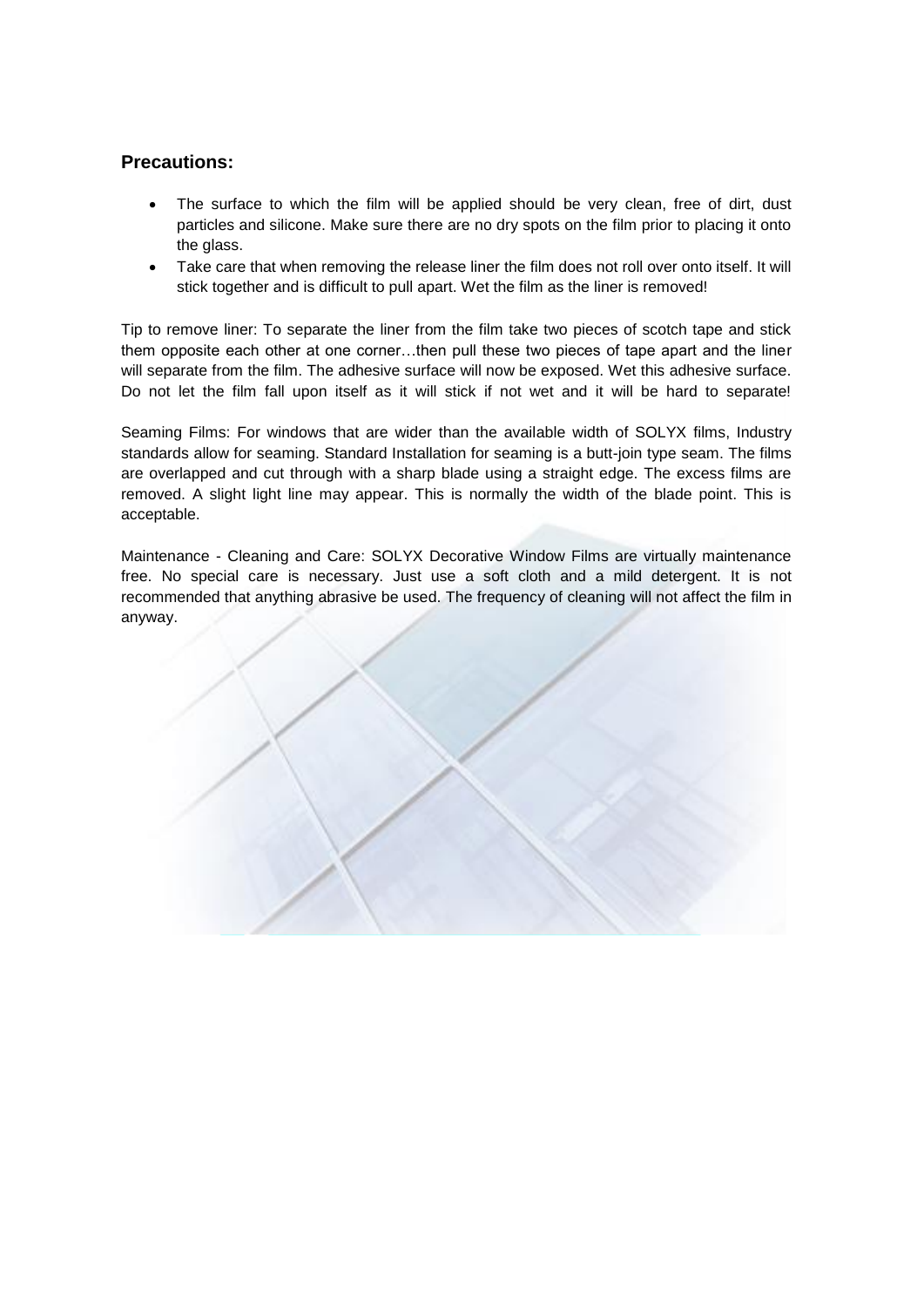## Precautions:

- The surface to which the film will be applied should be very clean, free of dirt, dust particles and silicone. Make sure there are no dry spots on the film prior to placing it onto the glass.
- Take care that when removing the release liner the film does not roll over onto itself. It will stick together and is difficult to pull apart. Wet the film as the liner is removed!

Tip to remove liner: To separate the liner from the film take two pieces of scotch tape and stick them opposite each other at one corner…then pull these two pieces of tape apart and the liner will separate from the film. The adhesive surface will now be exposed. Wet this adhesive surface. Do not let the film fall upon itself as it will stick if not wet and it will be hard to separate!

Seaming Films: For windows that are wider than the available width of SOLYX films, Industry standards allow for seaming. Standard Installation for seaming is a butt-join type seam. The films are overlapped and cut through with a sharp blade using a straight edge. The excess films are removed. A slight light line may appear. This is normally the width of the blade point. This is acceptable.

Maintenance - Cleaning and Care: SOLYX Decorative Window Films are virtually maintenance free. No special care is necessary. Just use a soft cloth and a mild detergent. It is not recommended that anything abrasive be used. The frequency of cleaning will not affect the film in anyway.